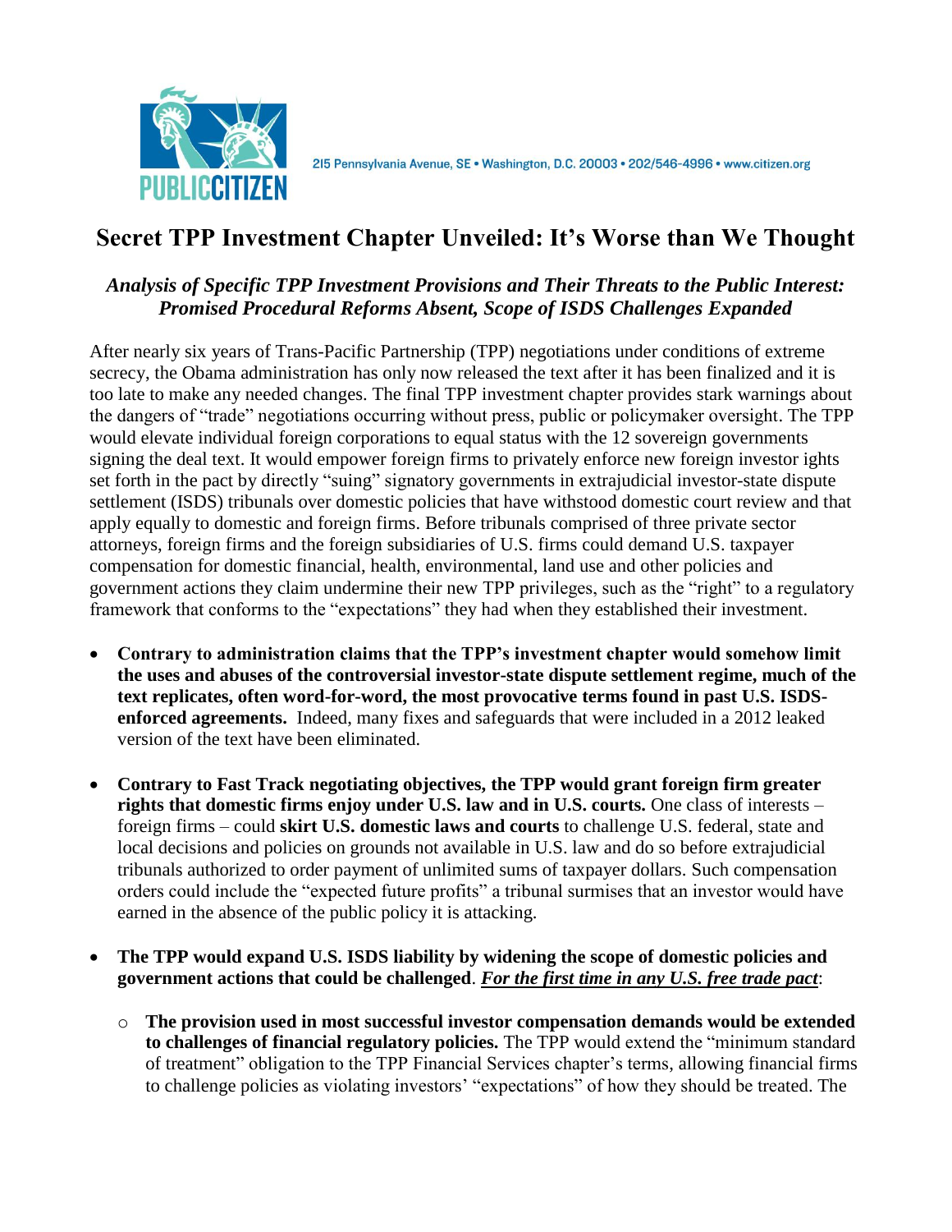PUBLIC CITIZEN

215 Pennsylvania Avenue, SE • Washington, D.C. 20003 • 202/546-4996 • www.citizen.org

# Secret TPP Investment Chapter Unveiled: It's Worse than We Thought

### *Analysis of Specific TPP Investment Provisions and Their Threats to the Public Interest: Promised Procedural Reforms Absent, Scope of ISDS Challenges Expanded*

After nearly six years of Trans-Pacific Partnership (TPP) negotiations under conditions of extreme secrecy, the Obama administration has only now released the text after it has been finalized and it is too late to make any needed changes. The final TPP investment chapter provides stark warnings about the dangers of "trade" negotiations occurring without press, public or policymaker oversight. The TPP would elevate individual foreign corporations to equal status with the 12 sovereign governments signing the deal text. It would empower foreign firms to privately enforce new foreign investor ights set forth in the pact by directly "suing" signatory governments in extrajudicial investor-state dispute settlement (ISDS) tribunals over domestic policies that have withstood domestic court review and that apply equally to domestic and foreign firms. Before tribunals comprised of three private sector attorneys, foreign firms and the foreign subsidiaries of U.S. firms could demand U.S. taxpayer compensation for domestic financial, health, environmental, land use and other policies and government actions they claim undermine their new TPP privileges, such as the "right" to a regulatory framework that conforms to the "expectations" they had when they established their investment.

- **Contrary to administration claims that the TPP's investment chapter would somehow limit the uses and abuses of the controversial investor-state dispute settlement regime, much of the text replicates, often word-for-word, the most provocative terms found in past U.S. ISDS-enforced agreements.** Indeed, many fixes and safeguards that were included in a 2012 leaked version of the text have been eliminated.

- **Contrary to Fast Track negotiating objectives, the TPP would grant foreign firm greater rights that domestic firms enjoy under U.S. law and in U.S. courts.** One class of interests – foreign firms – could **skirt U.S. domestic laws and courts** to challenge U.S. federal, state and local decisions and policies on grounds not available in U.S. law and do so before extrajudicial tribunals authorized to order payment of unlimited sums of taxpayer dollars. Such compensation orders could include the "expected future profits" a tribunal surmises that an investor would have earned in the absence of the public policy it is attacking.

- **The TPP would expand U.S. ISDS liability by widening the scope of domestic policies and government actions that could be challenged**. ***<u>For the first time in any U.S. free trade pact</u>***:

  - **The provision used in most successful investor compensation demands would be extended to challenges of financial regulatory policies.** The TPP would extend the "minimum standard of treatment" obligation to the TPP Financial Services chapter's terms, allowing financial firms to challenge policies as violating investors' "expectations" of how they should be treated. The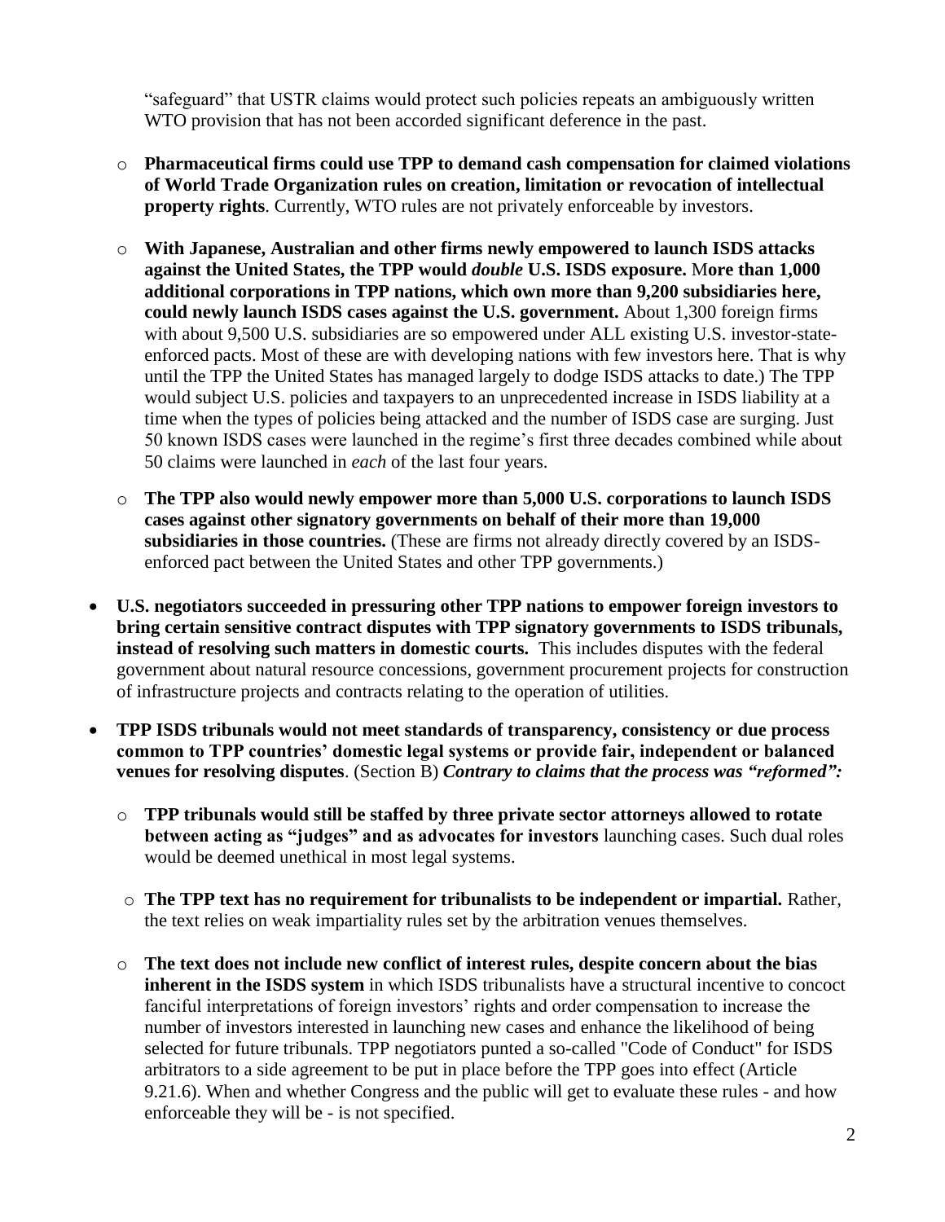"safeguard" that USTR claims would protect such policies repeats an ambiguously written WTO provision that has not been accorded significant deference in the past.

  - **Pharmaceutical firms could use TPP to demand cash compensation for claimed violations of World Trade Organization rules on creation, limitation or revocation of intellectual property rights**. Currently, WTO rules are not privately enforceable by investors.

  - **With Japanese, Australian and other firms newly empowered to launch ISDS attacks against the United States, the TPP would *double* U.S. ISDS exposure. More than 1,000 additional corporations in TPP nations, which own more than 9,200 subsidiaries here, could newly launch ISDS cases against the U.S. government.** About 1,300 foreign firms with about 9,500 U.S. subsidiaries are so empowered under ALL existing U.S. investor-state-enforced pacts. Most of these are with developing nations with few investors here. That is why until the TPP the United States has managed largely to dodge ISDS attacks to date.) The TPP would subject U.S. policies and taxpayers to an unprecedented increase in ISDS liability at a time when the types of policies being attacked and the number of ISDS case are surging. Just 50 known ISDS cases were launched in the regime's first three decades combined while about 50 claims were launched in *each* of the last four years.

  - **The TPP also would newly empower more than 5,000 U.S. corporations to launch ISDS cases against other signatory governments on behalf of their more than 19,000 subsidiaries in those countries.** (These are firms not already directly covered by an ISDS-enforced pact between the United States and other TPP governments.)

- **U.S. negotiators succeeded in pressuring other TPP nations to empower foreign investors to bring certain sensitive contract disputes with TPP signatory governments to ISDS tribunals, instead of resolving such matters in domestic courts.** This includes disputes with the federal government about natural resource concessions, government procurement projects for construction of infrastructure projects and contracts relating to the operation of utilities.

- **TPP ISDS tribunals would not meet standards of transparency, consistency or due process common to TPP countries' domestic legal systems or provide fair, independent or balanced venues for resolving disputes**. (Section B) ***Contrary to claims that the process was "reformed":***

  - **TPP tribunals would still be staffed by three private sector attorneys allowed to rotate between acting as "judges" and as advocates for investors** launching cases. Such dual roles would be deemed unethical in most legal systems.

  - **The TPP text has no requirement for tribunalists to be independent or impartial.** Rather, the text relies on weak impartiality rules set by the arbitration venues themselves.

  - **The text does not include new conflict of interest rules, despite concern about the bias inherent in the ISDS system** in which ISDS tribunalists have a structural incentive to concoct fanciful interpretations of foreign investors' rights and order compensation to increase the number of investors interested in launching new cases and enhance the likelihood of being selected for future tribunals. TPP negotiators punted a so-called "Code of Conduct" for ISDS arbitrators to a side agreement to be put in place before the TPP goes into effect (Article 9.21.6). When and whether Congress and the public will get to evaluate these rules - and how enforceable they will be - is not specified.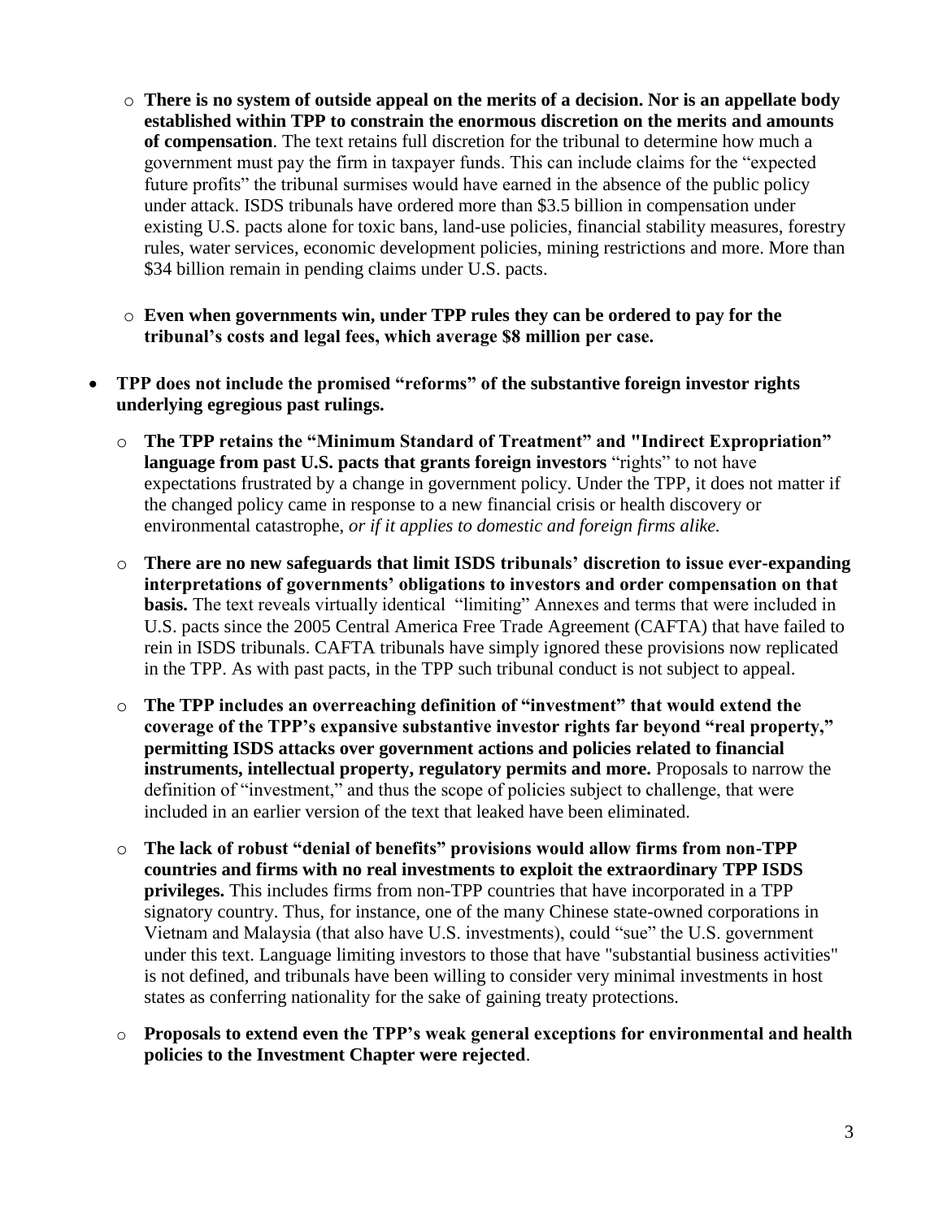- **There is no system of outside appeal on the merits of a decision. Nor is an appellate body established within TPP to constrain the enormous discretion on the merits and amounts of compensation**. The text retains full discretion for the tribunal to determine how much a government must pay the firm in taxpayer funds. This can include claims for the "expected future profits" the tribunal surmises would have earned in the absence of the public policy under attack. ISDS tribunals have ordered more than $3.5 billion in compensation under existing U.S. pacts alone for toxic bans, land-use policies, financial stability measures, forestry rules, water services, economic development policies, mining restrictions and more. More than $34 billion remain in pending claims under U.S. pacts.

  - **Even when governments win, under TPP rules they can be ordered to pay for the tribunal's costs and legal fees, which average $8 million per case.**

- **TPP does not include the promised "reforms" of the substantive foreign investor rights underlying egregious past rulings.**

  - **The TPP retains the "Minimum Standard of Treatment" and "Indirect Expropriation" language from past U.S. pacts that grants foreign investors** "rights" to not have expectations frustrated by a change in government policy. Under the TPP, it does not matter if the changed policy came in response to a new financial crisis or health discovery or environmental catastrophe, *or if it applies to domestic and foreign firms alike.*

  - **There are no new safeguards that limit ISDS tribunals' discretion to issue ever-expanding interpretations of governments' obligations to investors and order compensation on that basis.** The text reveals virtually identical "limiting" Annexes and terms that were included in U.S. pacts since the 2005 Central America Free Trade Agreement (CAFTA) that have failed to rein in ISDS tribunals. CAFTA tribunals have simply ignored these provisions now replicated in the TPP. As with past pacts, in the TPP such tribunal conduct is not subject to appeal.

  - **The TPP includes an overreaching definition of "investment" that would extend the coverage of the TPP's expansive substantive investor rights far beyond "real property," permitting ISDS attacks over government actions and policies related to financial instruments, intellectual property, regulatory permits and more.** Proposals to narrow the definition of "investment," and thus the scope of policies subject to challenge, that were included in an earlier version of the text that leaked have been eliminated.

  - **The lack of robust "denial of benefits" provisions would allow firms from non-TPP countries and firms with no real investments to exploit the extraordinary TPP ISDS privileges.** This includes firms from non-TPP countries that have incorporated in a TPP signatory country. Thus, for instance, one of the many Chinese state-owned corporations in Vietnam and Malaysia (that also have U.S. investments), could "sue" the U.S. government under this text. Language limiting investors to those that have "substantial business activities" is not defined, and tribunals have been willing to consider very minimal investments in host states as conferring nationality for the sake of gaining treaty protections.

  - **Proposals to extend even the TPP's weak general exceptions for environmental and health policies to the Investment Chapter were rejected**.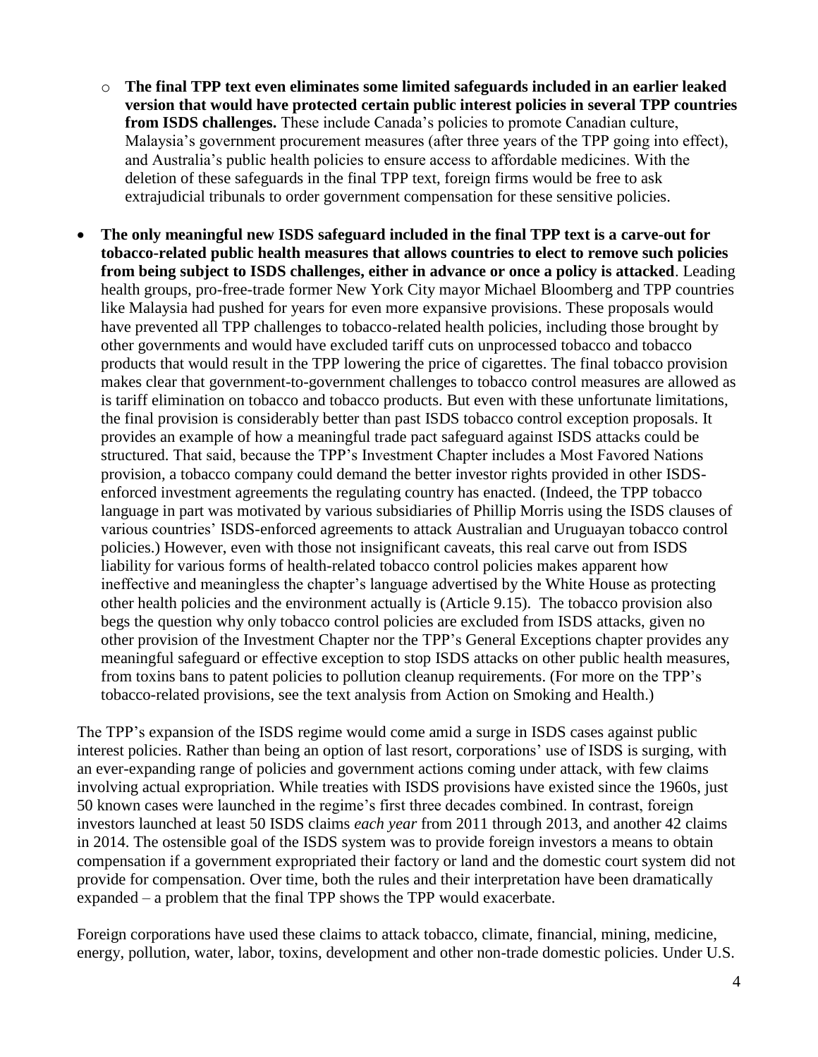- **The final TPP text even eliminates some limited safeguards included in an earlier leaked version that would have protected certain public interest policies in several TPP countries from ISDS challenges.** These include Canada's policies to promote Canadian culture, Malaysia's government procurement measures (after three years of the TPP going into effect), and Australia's public health policies to ensure access to affordable medicines. With the deletion of these safeguards in the final TPP text, foreign firms would be free to ask extrajudicial tribunals to order government compensation for these sensitive policies.

- **The only meaningful new ISDS safeguard included in the final TPP text is a carve-out for tobacco-related public health measures that allows countries to elect to remove such policies from being subject to ISDS challenges, either in advance or once a policy is attacked**. Leading health groups, pro-free-trade former New York City mayor Michael Bloomberg and TPP countries like Malaysia had pushed for years for even more expansive provisions. These proposals would have prevented all TPP challenges to tobacco-related health policies, including those brought by other governments and would have excluded tariff cuts on unprocessed tobacco and tobacco products that would result in the TPP lowering the price of cigarettes. The final tobacco provision makes clear that government-to-government challenges to tobacco control measures are allowed as is tariff elimination on tobacco and tobacco products. But even with these unfortunate limitations, the final provision is considerably better than past ISDS tobacco control exception proposals. It provides an example of how a meaningful trade pact safeguard against ISDS attacks could be structured. That said, because the TPP's Investment Chapter includes a Most Favored Nations provision, a tobacco company could demand the better investor rights provided in other ISDS-enforced investment agreements the regulating country has enacted. (Indeed, the TPP tobacco language in part was motivated by various subsidiaries of Phillip Morris using the ISDS clauses of various countries' ISDS-enforced agreements to attack Australian and Uruguayan tobacco control policies.) However, even with those not insignificant caveats, this real carve out from ISDS liability for various forms of health-related tobacco control policies makes apparent how ineffective and meaningless the chapter's language advertised by the White House as protecting other health policies and the environment actually is (Article 9.15). The tobacco provision also begs the question why only tobacco control policies are excluded from ISDS attacks, given no other provision of the Investment Chapter nor the TPP's General Exceptions chapter provides any meaningful safeguard or effective exception to stop ISDS attacks on other public health measures, from toxins bans to patent policies to pollution cleanup requirements. (For more on the TPP's tobacco-related provisions, see the text analysis from Action on Smoking and Health.)

The TPP's expansion of the ISDS regime would come amid a surge in ISDS cases against public interest policies. Rather than being an option of last resort, corporations' use of ISDS is surging, with an ever-expanding range of policies and government actions coming under attack, with few claims involving actual expropriation. While treaties with ISDS provisions have existed since the 1960s, just 50 known cases were launched in the regime's first three decades combined. In contrast, foreign investors launched at least 50 ISDS claims *each year* from 2011 through 2013, and another 42 claims in 2014. The ostensible goal of the ISDS system was to provide foreign investors a means to obtain compensation if a government expropriated their factory or land and the domestic court system did not provide for compensation. Over time, both the rules and their interpretation have been dramatically expanded – a problem that the final TPP shows the TPP would exacerbate.

Foreign corporations have used these claims to attack tobacco, climate, financial, mining, medicine, energy, pollution, water, labor, toxins, development and other non-trade domestic policies. Under U.S.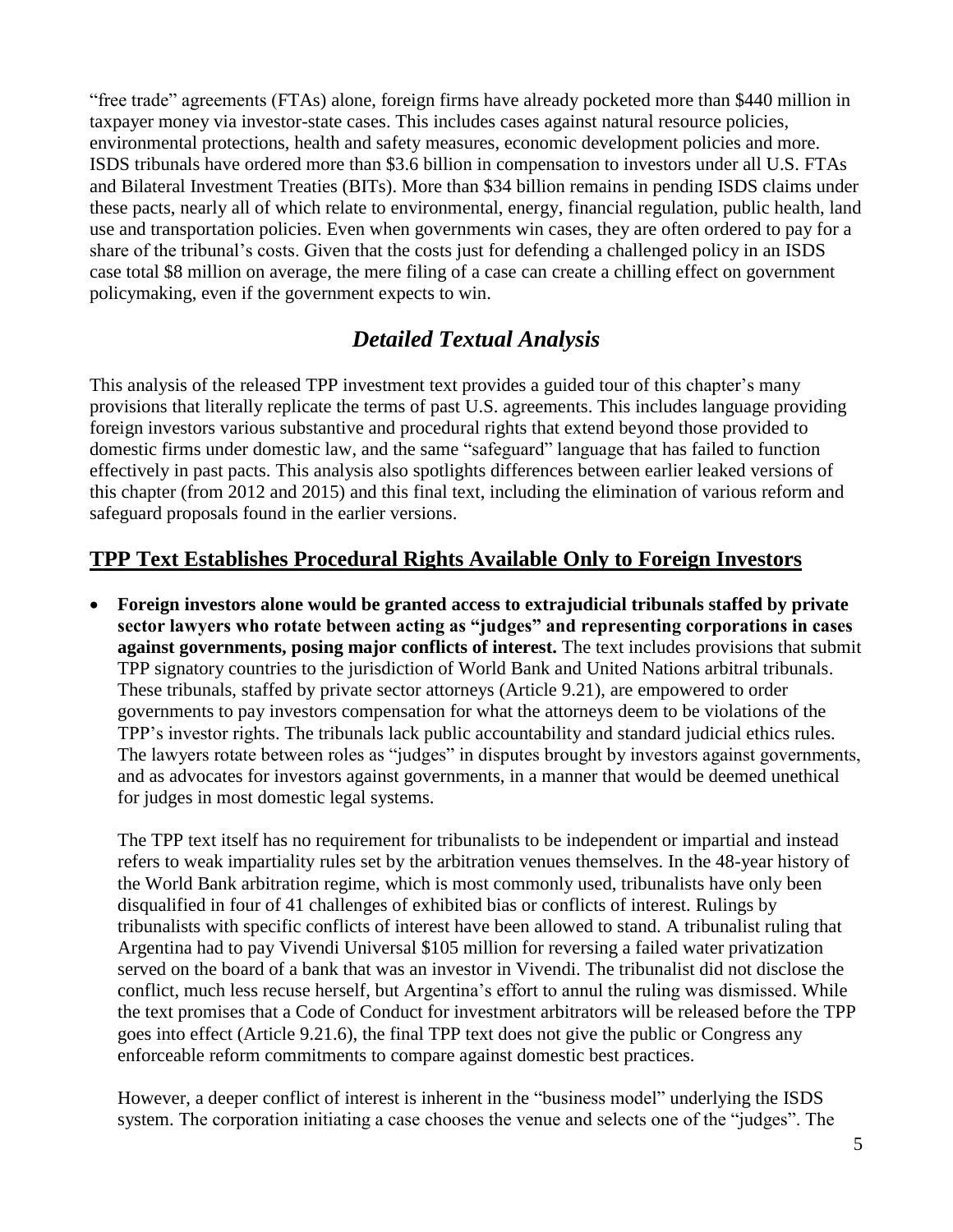"free trade" agreements (FTAs) alone, foreign firms have already pocketed more than $440 million in taxpayer money via investor-state cases. This includes cases against natural resource policies, environmental protections, health and safety measures, economic development policies and more. ISDS tribunals have ordered more than $3.6 billion in compensation to investors under all U.S. FTAs and Bilateral Investment Treaties (BITs). More than $34 billion remains in pending ISDS claims under these pacts, nearly all of which relate to environmental, energy, financial regulation, public health, land use and transportation policies. Even when governments win cases, they are often ordered to pay for a share of the tribunal's costs. Given that the costs just for defending a challenged policy in an ISDS case total $8 million on average, the mere filing of a case can create a chilling effect on government policymaking, even if the government expects to win.

## *Detailed Textual Analysis*

This analysis of the released TPP investment text provides a guided tour of this chapter's many provisions that literally replicate the terms of past U.S. agreements. This includes language providing foreign investors various substantive and procedural rights that extend beyond those provided to domestic firms under domestic law, and the same "safeguard" language that has failed to function effectively in past pacts. This analysis also spotlights differences between earlier leaked versions of this chapter (from 2012 and 2015) and this final text, including the elimination of various reform and safeguard proposals found in the earlier versions.

## TPP Text Establishes Procedural Rights Available Only to Foreign Investors

- **Foreign investors alone would be granted access to extrajudicial tribunals staffed by private sector lawyers who rotate between acting as "judges" and representing corporations in cases against governments, posing major conflicts of interest.** The text includes provisions that submit TPP signatory countries to the jurisdiction of World Bank and United Nations arbitral tribunals. These tribunals, staffed by private sector attorneys (Article 9.21), are empowered to order governments to pay investors compensation for what the attorneys deem to be violations of the TPP's investor rights. The tribunals lack public accountability and standard judicial ethics rules. The lawyers rotate between roles as "judges" in disputes brought by investors against governments, and as advocates for investors against governments, in a manner that would be deemed unethical for judges in most domestic legal systems.

  The TPP text itself has no requirement for tribunalists to be independent or impartial and instead refers to weak impartiality rules set by the arbitration venues themselves. In the 48-year history of the World Bank arbitration regime, which is most commonly used, tribunalists have only been disqualified in four of 41 challenges of exhibited bias or conflicts of interest. Rulings by tribunalists with specific conflicts of interest have been allowed to stand. A tribunalist ruling that Argentina had to pay Vivendi Universal $105 million for reversing a failed water privatization served on the board of a bank that was an investor in Vivendi. The tribunalist did not disclose the conflict, much less recuse herself, but Argentina's effort to annul the ruling was dismissed. While the text promises that a Code of Conduct for investment arbitrators will be released before the TPP goes into effect (Article 9.21.6), the final TPP text does not give the public or Congress any enforceable reform commitments to compare against domestic best practices.

  However, a deeper conflict of interest is inherent in the "business model" underlying the ISDS system. The corporation initiating a case chooses the venue and selects one of the "judges". The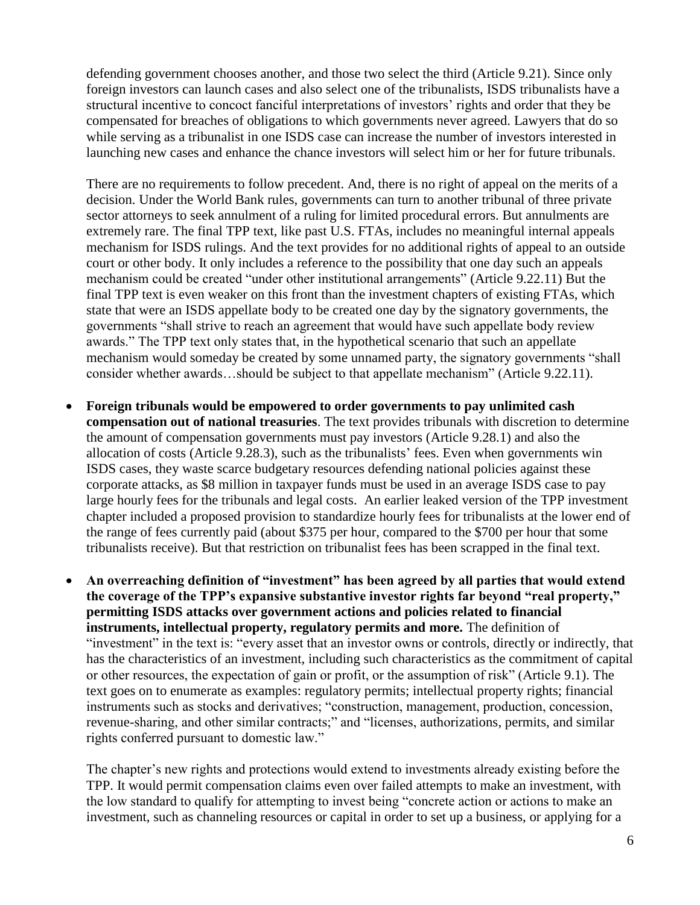defending government chooses another, and those two select the third (Article 9.21). Since only foreign investors can launch cases and also select one of the tribunalists, ISDS tribunalists have a structural incentive to concoct fanciful interpretations of investors' rights and order that they be compensated for breaches of obligations to which governments never agreed. Lawyers that do so while serving as a tribunalist in one ISDS case can increase the number of investors interested in launching new cases and enhance the chance investors will select him or her for future tribunals.

There are no requirements to follow precedent. And, there is no right of appeal on the merits of a decision. Under the World Bank rules, governments can turn to another tribunal of three private sector attorneys to seek annulment of a ruling for limited procedural errors. But annulments are extremely rare. The final TPP text, like past U.S. FTAs, includes no meaningful internal appeals mechanism for ISDS rulings. And the text provides for no additional rights of appeal to an outside court or other body. It only includes a reference to the possibility that one day such an appeals mechanism could be created "under other institutional arrangements" (Article 9.22.11) But the final TPP text is even weaker on this front than the investment chapters of existing FTAs, which state that were an ISDS appellate body to be created one day by the signatory governments, the governments "shall strive to reach an agreement that would have such appellate body review awards." The TPP text only states that, in the hypothetical scenario that such an appellate mechanism would someday be created by some unnamed party, the signatory governments "shall consider whether awards…should be subject to that appellate mechanism" (Article 9.22.11).

- **Foreign tribunals would be empowered to order governments to pay unlimited cash compensation out of national treasuries**. The text provides tribunals with discretion to determine the amount of compensation governments must pay investors (Article 9.28.1) and also the allocation of costs (Article 9.28.3), such as the tribunalists' fees. Even when governments win ISDS cases, they waste scarce budgetary resources defending national policies against these corporate attacks, as $8 million in taxpayer funds must be used in an average ISDS case to pay large hourly fees for the tribunals and legal costs. An earlier leaked version of the TPP investment chapter included a proposed provision to standardize hourly fees for tribunalists at the lower end of the range of fees currently paid (about $375 per hour, compared to the $700 per hour that some tribunalists receive). But that restriction on tribunalist fees has been scrapped in the final text.

- **An overreaching definition of "investment" has been agreed by all parties that would extend the coverage of the TPP's expansive substantive investor rights far beyond "real property," permitting ISDS attacks over government actions and policies related to financial instruments, intellectual property, regulatory permits and more.** The definition of "investment" in the text is: "every asset that an investor owns or controls, directly or indirectly, that has the characteristics of an investment, including such characteristics as the commitment of capital or other resources, the expectation of gain or profit, or the assumption of risk" (Article 9.1). The text goes on to enumerate as examples: regulatory permits; intellectual property rights; financial instruments such as stocks and derivatives; "construction, management, production, concession, revenue-sharing, and other similar contracts;" and "licenses, authorizations, permits, and similar rights conferred pursuant to domestic law."

  The chapter's new rights and protections would extend to investments already existing before the TPP. It would permit compensation claims even over failed attempts to make an investment, with the low standard to qualify for attempting to invest being "concrete action or actions to make an investment, such as channeling resources or capital in order to set up a business, or applying for a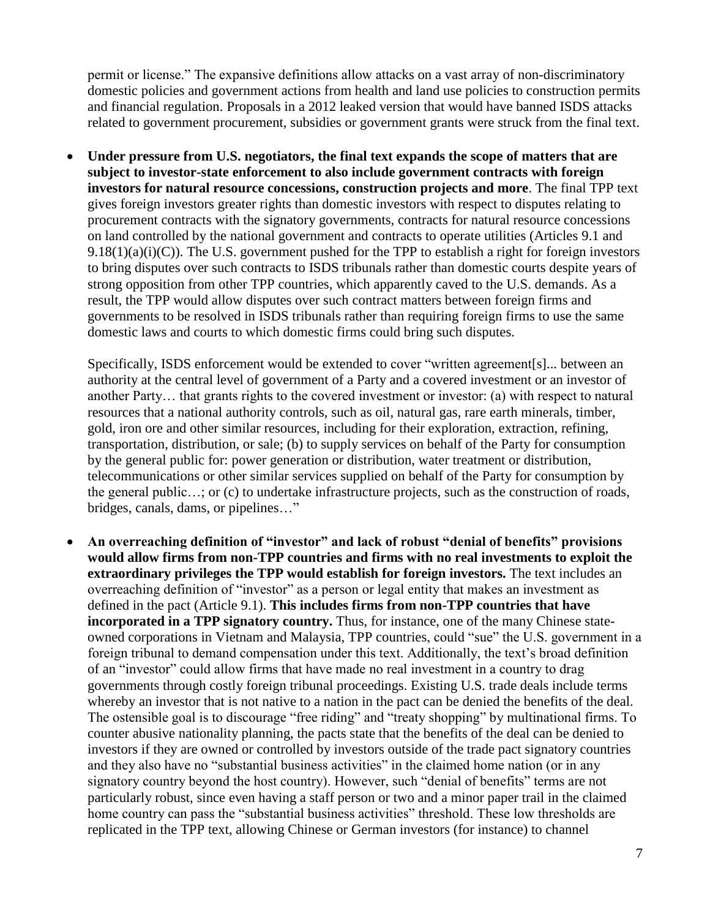permit or license." The expansive definitions allow attacks on a vast array of non-discriminatory domestic policies and government actions from health and land use policies to construction permits and financial regulation. Proposals in a 2012 leaked version that would have banned ISDS attacks related to government procurement, subsidies or government grants were struck from the final text.

- **Under pressure from U.S. negotiators, the final text expands the scope of matters that are subject to investor-state enforcement to also include government contracts with foreign investors for natural resource concessions, construction projects and more**. The final TPP text gives foreign investors greater rights than domestic investors with respect to disputes relating to procurement contracts with the signatory governments, contracts for natural resource concessions on land controlled by the national government and contracts to operate utilities (Articles 9.1 and 9.18(1)(a)(i)(C)). The U.S. government pushed for the TPP to establish a right for foreign investors to bring disputes over such contracts to ISDS tribunals rather than domestic courts despite years of strong opposition from other TPP countries, which apparently caved to the U.S. demands. As a result, the TPP would allow disputes over such contract matters between foreign firms and governments to be resolved in ISDS tribunals rather than requiring foreign firms to use the same domestic laws and courts to which domestic firms could bring such disputes.

  Specifically, ISDS enforcement would be extended to cover "written agreement[s]... between an authority at the central level of government of a Party and a covered investment or an investor of another Party… that grants rights to the covered investment or investor: (a) with respect to natural resources that a national authority controls, such as oil, natural gas, rare earth minerals, timber, gold, iron ore and other similar resources, including for their exploration, extraction, refining, transportation, distribution, or sale; (b) to supply services on behalf of the Party for consumption by the general public for: power generation or distribution, water treatment or distribution, telecommunications or other similar services supplied on behalf of the Party for consumption by the general public…; or (c) to undertake infrastructure projects, such as the construction of roads, bridges, canals, dams, or pipelines…"

- **An overreaching definition of "investor" and lack of robust "denial of benefits" provisions would allow firms from non-TPP countries and firms with no real investments to exploit the extraordinary privileges the TPP would establish for foreign investors.** The text includes an overreaching definition of "investor" as a person or legal entity that makes an investment as defined in the pact (Article 9.1). **This includes firms from non-TPP countries that have incorporated in a TPP signatory country.** Thus, for instance, one of the many Chinese state-owned corporations in Vietnam and Malaysia, TPP countries, could "sue" the U.S. government in a foreign tribunal to demand compensation under this text. Additionally, the text's broad definition of an "investor" could allow firms that have made no real investment in a country to drag governments through costly foreign tribunal proceedings. Existing U.S. trade deals include terms whereby an investor that is not native to a nation in the pact can be denied the benefits of the deal. The ostensible goal is to discourage "free riding" and "treaty shopping" by multinational firms. To counter abusive nationality planning, the pacts state that the benefits of the deal can be denied to investors if they are owned or controlled by investors outside of the trade pact signatory countries and they also have no "substantial business activities" in the claimed home nation (or in any signatory country beyond the host country). However, such "denial of benefits" terms are not particularly robust, since even having a staff person or two and a minor paper trail in the claimed home country can pass the "substantial business activities" threshold. These low thresholds are replicated in the TPP text, allowing Chinese or German investors (for instance) to channel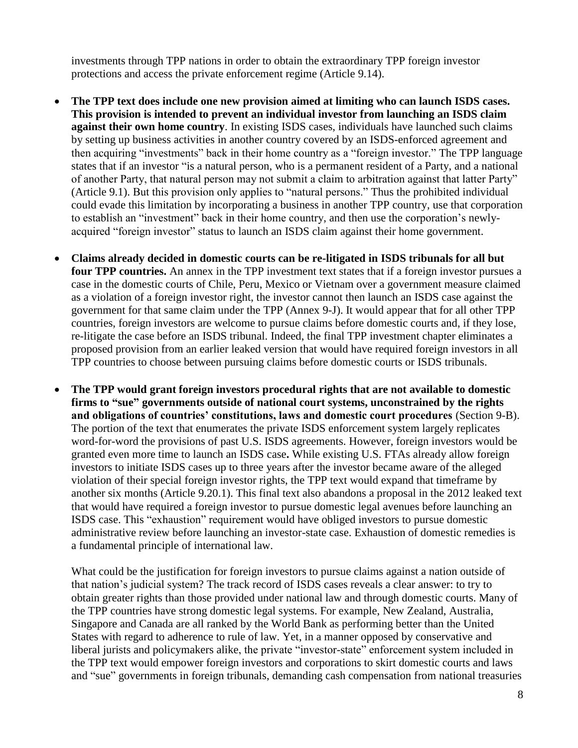investments through TPP nations in order to obtain the extraordinary TPP foreign investor protections and access the private enforcement regime (Article 9.14).

- **The TPP text does include one new provision aimed at limiting who can launch ISDS cases. This provision is intended to prevent an individual investor from launching an ISDS claim against their own home country**. In existing ISDS cases, individuals have launched such claims by setting up business activities in another country covered by an ISDS-enforced agreement and then acquiring "investments" back in their home country as a "foreign investor." The TPP language states that if an investor "is a natural person, who is a permanent resident of a Party, and a national of another Party, that natural person may not submit a claim to arbitration against that latter Party" (Article 9.1). But this provision only applies to "natural persons." Thus the prohibited individual could evade this limitation by incorporating a business in another TPP country, use that corporation to establish an "investment" back in their home country, and then use the corporation's newly-acquired "foreign investor" status to launch an ISDS claim against their home government.

- **Claims already decided in domestic courts can be re-litigated in ISDS tribunals for all but four TPP countries.** An annex in the TPP investment text states that if a foreign investor pursues a case in the domestic courts of Chile, Peru, Mexico or Vietnam over a government measure claimed as a violation of a foreign investor right, the investor cannot then launch an ISDS case against the government for that same claim under the TPP (Annex 9-J). It would appear that for all other TPP countries, foreign investors are welcome to pursue claims before domestic courts and, if they lose, re-litigate the case before an ISDS tribunal. Indeed, the final TPP investment chapter eliminates a proposed provision from an earlier leaked version that would have required foreign investors in all TPP countries to choose between pursuing claims before domestic courts or ISDS tribunals.

- **The TPP would grant foreign investors procedural rights that are not available to domestic firms to "sue" governments outside of national court systems, unconstrained by the rights and obligations of countries' constitutions, laws and domestic court procedures** (Section 9-B). The portion of the text that enumerates the private ISDS enforcement system largely replicates word-for-word the provisions of past U.S. ISDS agreements. However, foreign investors would be granted even more time to launch an ISDS case**.** While existing U.S. FTAs already allow foreign investors to initiate ISDS cases up to three years after the investor became aware of the alleged violation of their special foreign investor rights, the TPP text would expand that timeframe by another six months (Article 9.20.1). This final text also abandons a proposal in the 2012 leaked text that would have required a foreign investor to pursue domestic legal avenues before launching an ISDS case. This "exhaustion" requirement would have obliged investors to pursue domestic administrative review before launching an investor-state case. Exhaustion of domestic remedies is a fundamental principle of international law.

  What could be the justification for foreign investors to pursue claims against a nation outside of that nation's judicial system? The track record of ISDS cases reveals a clear answer: to try to obtain greater rights than those provided under national law and through domestic courts. Many of the TPP countries have strong domestic legal systems. For example, New Zealand, Australia, Singapore and Canada are all ranked by the World Bank as performing better than the United States with regard to adherence to rule of law. Yet, in a manner opposed by conservative and liberal jurists and policymakers alike, the private "investor-state" enforcement system included in the TPP text would empower foreign investors and corporations to skirt domestic courts and laws and "sue" governments in foreign tribunals, demanding cash compensation from national treasuries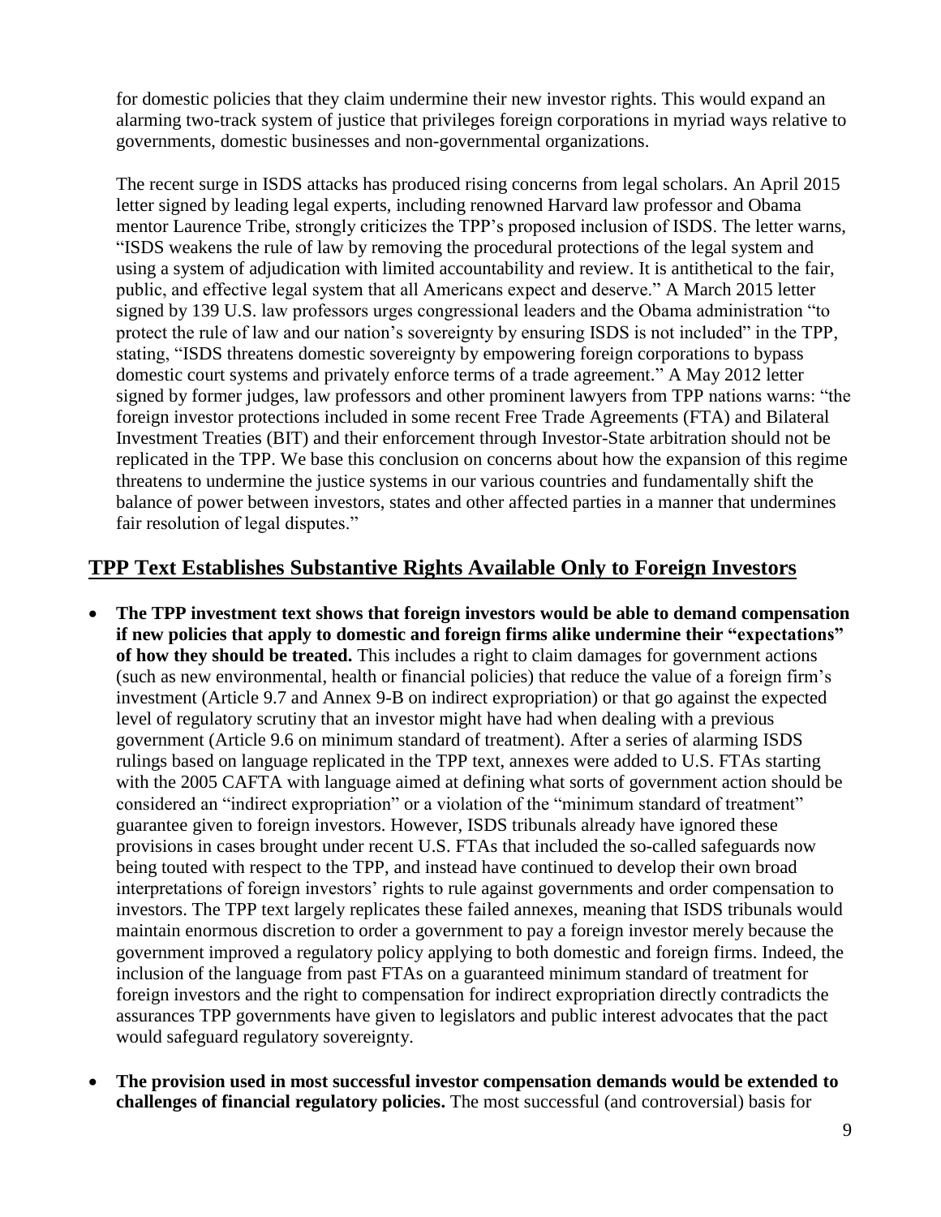for domestic policies that they claim undermine their new investor rights. This would expand an alarming two-track system of justice that privileges foreign corporations in myriad ways relative to governments, domestic businesses and non-governmental organizations.

The recent surge in ISDS attacks has produced rising concerns from legal scholars. An April 2015 letter signed by leading legal experts, including renowned Harvard law professor and Obama mentor Laurence Tribe, strongly criticizes the TPP's proposed inclusion of ISDS. The letter warns, "ISDS weakens the rule of law by removing the procedural protections of the legal system and using a system of adjudication with limited accountability and review. It is antithetical to the fair, public, and effective legal system that all Americans expect and deserve." A March 2015 letter signed by 139 U.S. law professors urges congressional leaders and the Obama administration "to protect the rule of law and our nation's sovereignty by ensuring ISDS is not included" in the TPP, stating, "ISDS threatens domestic sovereignty by empowering foreign corporations to bypass domestic court systems and privately enforce terms of a trade agreement." A May 2012 letter signed by former judges, law professors and other prominent lawyers from TPP nations warns: "the foreign investor protections included in some recent Free Trade Agreements (FTA) and Bilateral Investment Treaties (BIT) and their enforcement through Investor-State arbitration should not be replicated in the TPP. We base this conclusion on concerns about how the expansion of this regime threatens to undermine the justice systems in our various countries and fundamentally shift the balance of power between investors, states and other affected parties in a manner that undermines fair resolution of legal disputes."

## TPP Text Establishes Substantive Rights Available Only to Foreign Investors

- **The TPP investment text shows that foreign investors would be able to demand compensation if new policies that apply to domestic and foreign firms alike undermine their "expectations" of how they should be treated.** This includes a right to claim damages for government actions (such as new environmental, health or financial policies) that reduce the value of a foreign firm's investment (Article 9.7 and Annex 9-B on indirect expropriation) or that go against the expected level of regulatory scrutiny that an investor might have had when dealing with a previous government (Article 9.6 on minimum standard of treatment). After a series of alarming ISDS rulings based on language replicated in the TPP text, annexes were added to U.S. FTAs starting with the 2005 CAFTA with language aimed at defining what sorts of government action should be considered an "indirect expropriation" or a violation of the "minimum standard of treatment" guarantee given to foreign investors. However, ISDS tribunals already have ignored these provisions in cases brought under recent U.S. FTAs that included the so-called safeguards now being touted with respect to the TPP, and instead have continued to develop their own broad interpretations of foreign investors' rights to rule against governments and order compensation to investors. The TPP text largely replicates these failed annexes, meaning that ISDS tribunals would maintain enormous discretion to order a government to pay a foreign investor merely because the government improved a regulatory policy applying to both domestic and foreign firms. Indeed, the inclusion of the language from past FTAs on a guaranteed minimum standard of treatment for foreign investors and the right to compensation for indirect expropriation directly contradicts the assurances TPP governments have given to legislators and public interest advocates that the pact would safeguard regulatory sovereignty.

- **The provision used in most successful investor compensation demands would be extended to challenges of financial regulatory policies.** The most successful (and controversial) basis for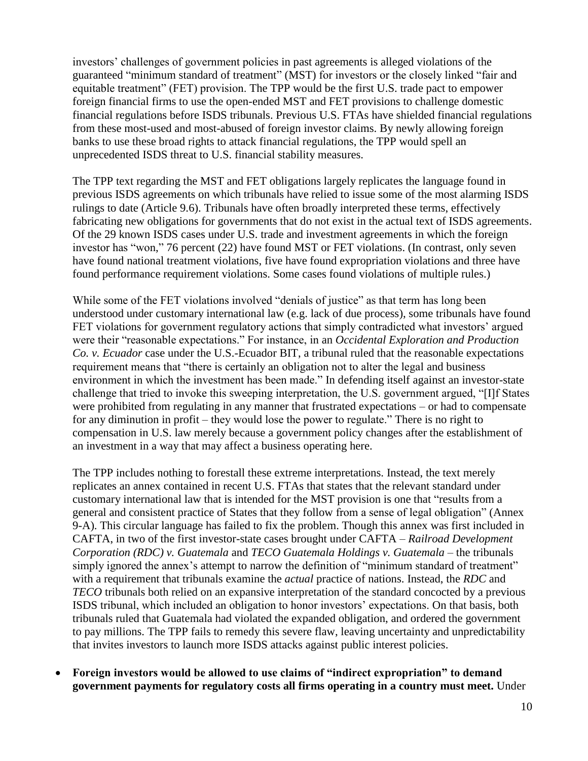investors' challenges of government policies in past agreements is alleged violations of the guaranteed "minimum standard of treatment" (MST) for investors or the closely linked "fair and equitable treatment" (FET) provision. The TPP would be the first U.S. trade pact to empower foreign financial firms to use the open-ended MST and FET provisions to challenge domestic financial regulations before ISDS tribunals. Previous U.S. FTAs have shielded financial regulations from these most-used and most-abused of foreign investor claims. By newly allowing foreign banks to use these broad rights to attack financial regulations, the TPP would spell an unprecedented ISDS threat to U.S. financial stability measures.

The TPP text regarding the MST and FET obligations largely replicates the language found in previous ISDS agreements on which tribunals have relied to issue some of the most alarming ISDS rulings to date (Article 9.6). Tribunals have often broadly interpreted these terms, effectively fabricating new obligations for governments that do not exist in the actual text of ISDS agreements. Of the 29 known ISDS cases under U.S. trade and investment agreements in which the foreign investor has "won," 76 percent (22) have found MST or FET violations. (In contrast, only seven have found national treatment violations, five have found expropriation violations and three have found performance requirement violations. Some cases found violations of multiple rules.)

While some of the FET violations involved "denials of justice" as that term has long been understood under customary international law (e.g. lack of due process), some tribunals have found FET violations for government regulatory actions that simply contradicted what investors' argued were their "reasonable expectations." For instance, in an *Occidental Exploration and Production Co. v. Ecuador* case under the U.S.-Ecuador BIT, a tribunal ruled that the reasonable expectations requirement means that "there is certainly an obligation not to alter the legal and business environment in which the investment has been made." In defending itself against an investor-state challenge that tried to invoke this sweeping interpretation, the U.S. government argued, "[I]f States were prohibited from regulating in any manner that frustrated expectations – or had to compensate for any diminution in profit – they would lose the power to regulate." There is no right to compensation in U.S. law merely because a government policy changes after the establishment of an investment in a way that may affect a business operating here.

The TPP includes nothing to forestall these extreme interpretations. Instead, the text merely replicates an annex contained in recent U.S. FTAs that states that the relevant standard under customary international law that is intended for the MST provision is one that "results from a general and consistent practice of States that they follow from a sense of legal obligation" (Annex 9-A). This circular language has failed to fix the problem. Though this annex was first included in CAFTA, in two of the first investor-state cases brought under CAFTA – *Railroad Development Corporation (RDC) v. Guatemala* and *TECO Guatemala Holdings v. Guatemala* – the tribunals simply ignored the annex's attempt to narrow the definition of "minimum standard of treatment" with a requirement that tribunals examine the *actual* practice of nations. Instead, the *RDC* and *TECO* tribunals both relied on an expansive interpretation of the standard concocted by a previous ISDS tribunal, which included an obligation to honor investors' expectations. On that basis, both tribunals ruled that Guatemala had violated the expanded obligation, and ordered the government to pay millions. The TPP fails to remedy this severe flaw, leaving uncertainty and unpredictability that invites investors to launch more ISDS attacks against public interest policies.

- **Foreign investors would be allowed to use claims of "indirect expropriation" to demand government payments for regulatory costs all firms operating in a country must meet.** Under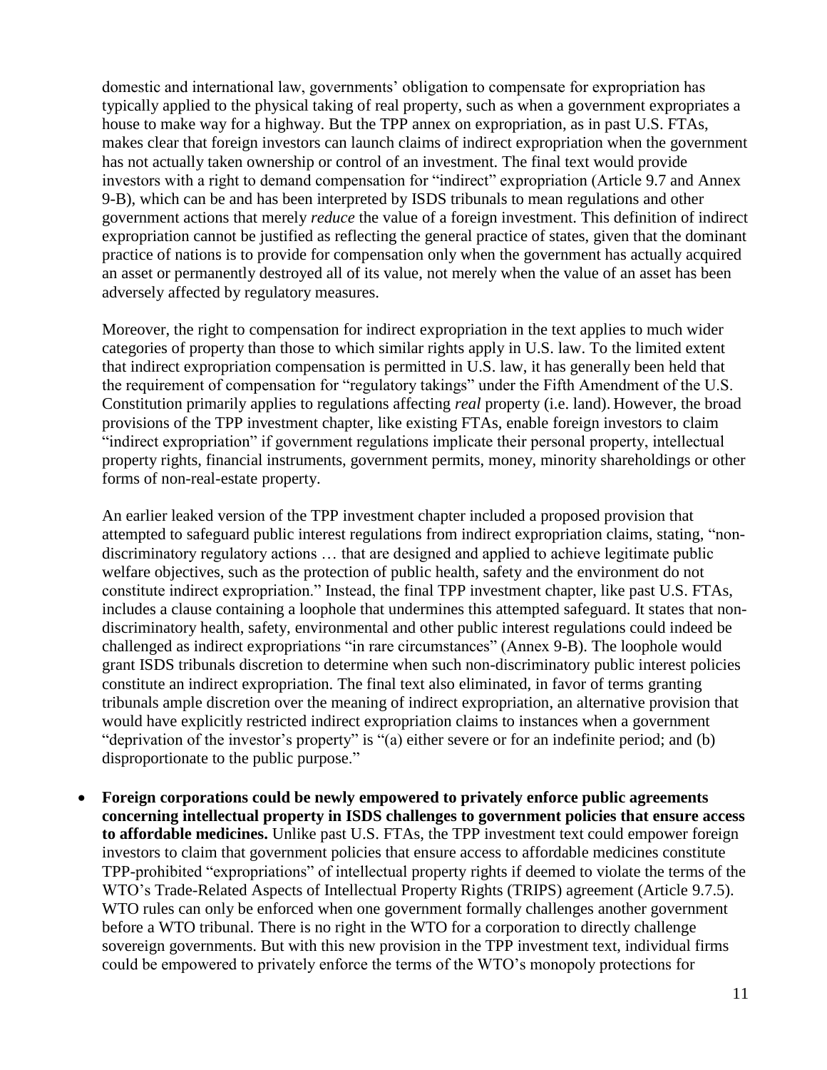domestic and international law, governments' obligation to compensate for expropriation has typically applied to the physical taking of real property, such as when a government expropriates a house to make way for a highway. But the TPP annex on expropriation, as in past U.S. FTAs, makes clear that foreign investors can launch claims of indirect expropriation when the government has not actually taken ownership or control of an investment. The final text would provide investors with a right to demand compensation for "indirect" expropriation (Article 9.7 and Annex 9-B), which can be and has been interpreted by ISDS tribunals to mean regulations and other government actions that merely *reduce* the value of a foreign investment. This definition of indirect expropriation cannot be justified as reflecting the general practice of states, given that the dominant practice of nations is to provide for compensation only when the government has actually acquired an asset or permanently destroyed all of its value, not merely when the value of an asset has been adversely affected by regulatory measures.

Moreover, the right to compensation for indirect expropriation in the text applies to much wider categories of property than those to which similar rights apply in U.S. law. To the limited extent that indirect expropriation compensation is permitted in U.S. law, it has generally been held that the requirement of compensation for "regulatory takings" under the Fifth Amendment of the U.S. Constitution primarily applies to regulations affecting *real* property (i.e. land). However, the broad provisions of the TPP investment chapter, like existing FTAs, enable foreign investors to claim "indirect expropriation" if government regulations implicate their personal property, intellectual property rights, financial instruments, government permits, money, minority shareholdings or other forms of non-real-estate property.

An earlier leaked version of the TPP investment chapter included a proposed provision that attempted to safeguard public interest regulations from indirect expropriation claims, stating, "non-discriminatory regulatory actions … that are designed and applied to achieve legitimate public welfare objectives, such as the protection of public health, safety and the environment do not constitute indirect expropriation." Instead, the final TPP investment chapter, like past U.S. FTAs, includes a clause containing a loophole that undermines this attempted safeguard. It states that non-discriminatory health, safety, environmental and other public interest regulations could indeed be challenged as indirect expropriations "in rare circumstances" (Annex 9-B). The loophole would grant ISDS tribunals discretion to determine when such non-discriminatory public interest policies constitute an indirect expropriation. The final text also eliminated, in favor of terms granting tribunals ample discretion over the meaning of indirect expropriation, an alternative provision that would have explicitly restricted indirect expropriation claims to instances when a government "deprivation of the investor's property" is "(a) either severe or for an indefinite period; and (b) disproportionate to the public purpose."

- **Foreign corporations could be newly empowered to privately enforce public agreements concerning intellectual property in ISDS challenges to government policies that ensure access to affordable medicines.** Unlike past U.S. FTAs, the TPP investment text could empower foreign investors to claim that government policies that ensure access to affordable medicines constitute TPP-prohibited "expropriations" of intellectual property rights if deemed to violate the terms of the WTO's Trade-Related Aspects of Intellectual Property Rights (TRIPS) agreement (Article 9.7.5). WTO rules can only be enforced when one government formally challenges another government before a WTO tribunal. There is no right in the WTO for a corporation to directly challenge sovereign governments. But with this new provision in the TPP investment text, individual firms could be empowered to privately enforce the terms of the WTO's monopoly protections for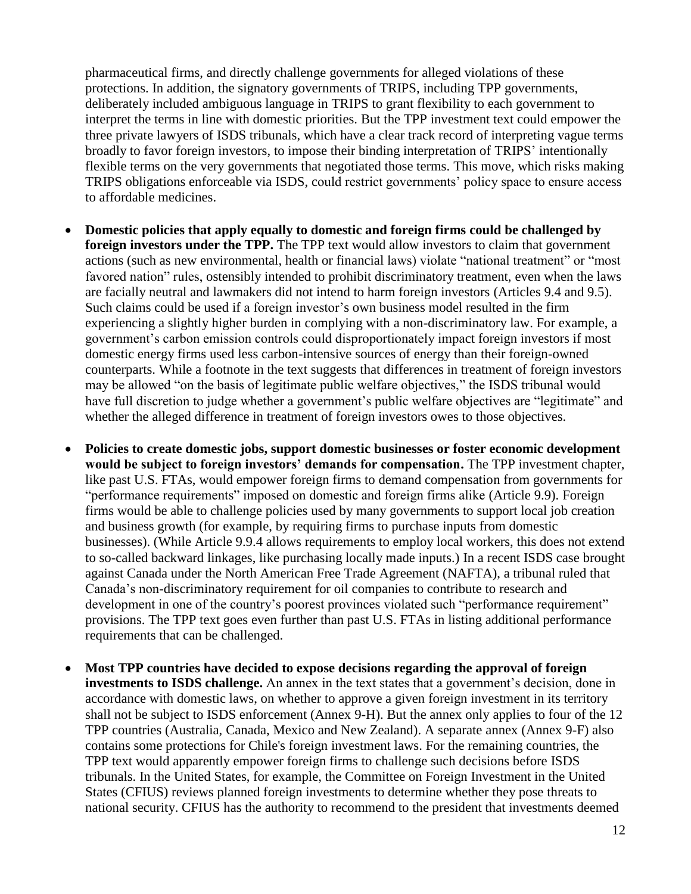pharmaceutical firms, and directly challenge governments for alleged violations of these protections. In addition, the signatory governments of TRIPS, including TPP governments, deliberately included ambiguous language in TRIPS to grant flexibility to each government to interpret the terms in line with domestic priorities. But the TPP investment text could empower the three private lawyers of ISDS tribunals, which have a clear track record of interpreting vague terms broadly to favor foreign investors, to impose their binding interpretation of TRIPS' intentionally flexible terms on the very governments that negotiated those terms. This move, which risks making TRIPS obligations enforceable via ISDS, could restrict governments' policy space to ensure access to affordable medicines.

- **Domestic policies that apply equally to domestic and foreign firms could be challenged by foreign investors under the TPP.** The TPP text would allow investors to claim that government actions (such as new environmental, health or financial laws) violate "national treatment" or "most favored nation" rules, ostensibly intended to prohibit discriminatory treatment, even when the laws are facially neutral and lawmakers did not intend to harm foreign investors (Articles 9.4 and 9.5). Such claims could be used if a foreign investor's own business model resulted in the firm experiencing a slightly higher burden in complying with a non-discriminatory law. For example, a government's carbon emission controls could disproportionately impact foreign investors if most domestic energy firms used less carbon-intensive sources of energy than their foreign-owned counterparts. While a footnote in the text suggests that differences in treatment of foreign investors may be allowed "on the basis of legitimate public welfare objectives," the ISDS tribunal would have full discretion to judge whether a government's public welfare objectives are "legitimate" and whether the alleged difference in treatment of foreign investors owes to those objectives.

- **Policies to create domestic jobs, support domestic businesses or foster economic development would be subject to foreign investors' demands for compensation.** The TPP investment chapter, like past U.S. FTAs, would empower foreign firms to demand compensation from governments for "performance requirements" imposed on domestic and foreign firms alike (Article 9.9). Foreign firms would be able to challenge policies used by many governments to support local job creation and business growth (for example, by requiring firms to purchase inputs from domestic businesses). (While Article 9.9.4 allows requirements to employ local workers, this does not extend to so-called backward linkages, like purchasing locally made inputs.) In a recent ISDS case brought against Canada under the North American Free Trade Agreement (NAFTA), a tribunal ruled that Canada's non-discriminatory requirement for oil companies to contribute to research and development in one of the country's poorest provinces violated such "performance requirement" provisions. The TPP text goes even further than past U.S. FTAs in listing additional performance requirements that can be challenged.

- **Most TPP countries have decided to expose decisions regarding the approval of foreign investments to ISDS challenge.** An annex in the text states that a government's decision, done in accordance with domestic laws, on whether to approve a given foreign investment in its territory shall not be subject to ISDS enforcement (Annex 9-H). But the annex only applies to four of the 12 TPP countries (Australia, Canada, Mexico and New Zealand). A separate annex (Annex 9-F) also contains some protections for Chile's foreign investment laws. For the remaining countries, the TPP text would apparently empower foreign firms to challenge such decisions before ISDS tribunals. In the United States, for example, the Committee on Foreign Investment in the United States (CFIUS) reviews planned foreign investments to determine whether they pose threats to national security. CFIUS has the authority to recommend to the president that investments deemed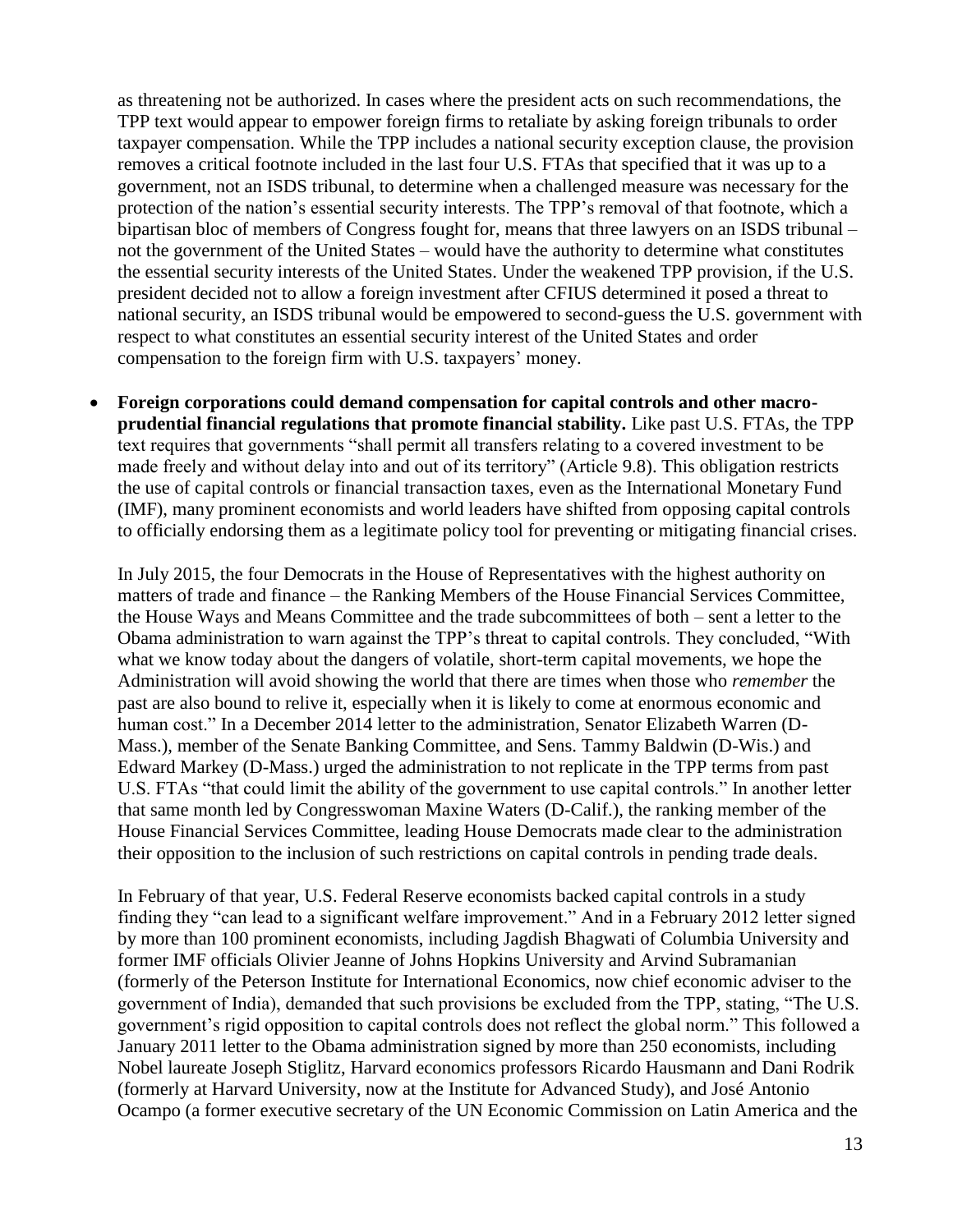as threatening not be authorized. In cases where the president acts on such recommendations, the TPP text would appear to empower foreign firms to retaliate by asking foreign tribunals to order taxpayer compensation. While the TPP includes a national security exception clause, the provision removes a critical footnote included in the last four U.S. FTAs that specified that it was up to a government, not an ISDS tribunal, to determine when a challenged measure was necessary for the protection of the nation's essential security interests. The TPP's removal of that footnote, which a bipartisan bloc of members of Congress fought for, means that three lawyers on an ISDS tribunal – not the government of the United States – would have the authority to determine what constitutes the essential security interests of the United States. Under the weakened TPP provision, if the U.S. president decided not to allow a foreign investment after CFIUS determined it posed a threat to national security, an ISDS tribunal would be empowered to second-guess the U.S. government with respect to what constitutes an essential security interest of the United States and order compensation to the foreign firm with U.S. taxpayers' money.

- **Foreign corporations could demand compensation for capital controls and other macro-prudential financial regulations that promote financial stability.** Like past U.S. FTAs, the TPP text requires that governments "shall permit all transfers relating to a covered investment to be made freely and without delay into and out of its territory" (Article 9.8). This obligation restricts the use of capital controls or financial transaction taxes, even as the International Monetary Fund (IMF), many prominent economists and world leaders have shifted from opposing capital controls to officially endorsing them as a legitimate policy tool for preventing or mitigating financial crises.

  In July 2015, the four Democrats in the House of Representatives with the highest authority on matters of trade and finance – the Ranking Members of the House Financial Services Committee, the House Ways and Means Committee and the trade subcommittees of both – sent a letter to the Obama administration to warn against the TPP's threat to capital controls. They concluded, "With what we know today about the dangers of volatile, short-term capital movements, we hope the Administration will avoid showing the world that there are times when those who *remember* the past are also bound to relive it, especially when it is likely to come at enormous economic and human cost." In a December 2014 letter to the administration, Senator Elizabeth Warren (D-Mass.), member of the Senate Banking Committee, and Sens. Tammy Baldwin (D-Wis.) and Edward Markey (D-Mass.) urged the administration to not replicate in the TPP terms from past U.S. FTAs "that could limit the ability of the government to use capital controls." In another letter that same month led by Congresswoman Maxine Waters (D-Calif.), the ranking member of the House Financial Services Committee, leading House Democrats made clear to the administration their opposition to the inclusion of such restrictions on capital controls in pending trade deals.

  In February of that year, U.S. Federal Reserve economists backed capital controls in a study finding they "can lead to a significant welfare improvement." And in a February 2012 letter signed by more than 100 prominent economists, including Jagdish Bhagwati of Columbia University and former IMF officials Olivier Jeanne of Johns Hopkins University and Arvind Subramanian (formerly of the Peterson Institute for International Economics, now chief economic adviser to the government of India), demanded that such provisions be excluded from the TPP, stating, "The U.S. government's rigid opposition to capital controls does not reflect the global norm." This followed a January 2011 letter to the Obama administration signed by more than 250 economists, including Nobel laureate Joseph Stiglitz, Harvard economics professors Ricardo Hausmann and Dani Rodrik (formerly at Harvard University, now at the Institute for Advanced Study), and José Antonio Ocampo (a former executive secretary of the UN Economic Commission on Latin America and the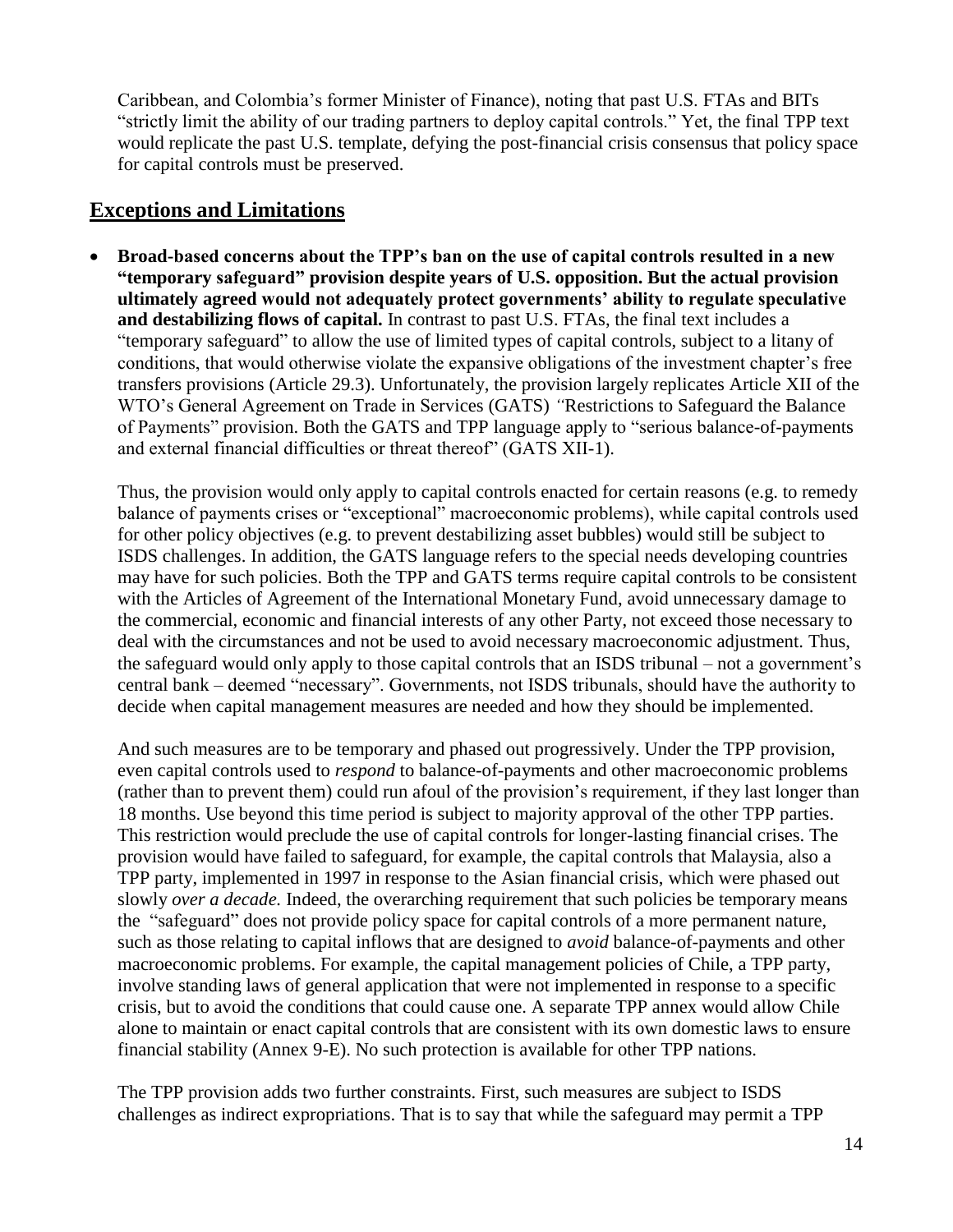Caribbean, and Colombia's former Minister of Finance), noting that past U.S. FTAs and BITs "strictly limit the ability of our trading partners to deploy capital controls." Yet, the final TPP text would replicate the past U.S. template, defying the post-financial crisis consensus that policy space for capital controls must be preserved.

## Exceptions and Limitations

- **Broad-based concerns about the TPP's ban on the use of capital controls resulted in a new "temporary safeguard" provision despite years of U.S. opposition. But the actual provision ultimately agreed would not adequately protect governments' ability to regulate speculative and destabilizing flows of capital.** In contrast to past U.S. FTAs, the final text includes a "temporary safeguard" to allow the use of limited types of capital controls, subject to a litany of conditions, that would otherwise violate the expansive obligations of the investment chapter's free transfers provisions (Article 29.3). Unfortunately, the provision largely replicates Article XII of the WTO's General Agreement on Trade in Services (GATS) *"*Restrictions to Safeguard the Balance of Payments" provision. Both the GATS and TPP language apply to "serious balance-of-payments and external financial difficulties or threat thereof" (GATS XII-1).

  Thus, the provision would only apply to capital controls enacted for certain reasons (e.g. to remedy balance of payments crises or "exceptional" macroeconomic problems), while capital controls used for other policy objectives (e.g. to prevent destabilizing asset bubbles) would still be subject to ISDS challenges. In addition, the GATS language refers to the special needs developing countries may have for such policies. Both the TPP and GATS terms require capital controls to be consistent with the Articles of Agreement of the International Monetary Fund, avoid unnecessary damage to the commercial, economic and financial interests of any other Party, not exceed those necessary to deal with the circumstances and not be used to avoid necessary macroeconomic adjustment. Thus, the safeguard would only apply to those capital controls that an ISDS tribunal – not a government's central bank – deemed "necessary". Governments, not ISDS tribunals, should have the authority to decide when capital management measures are needed and how they should be implemented.

  And such measures are to be temporary and phased out progressively. Under the TPP provision, even capital controls used to *respond* to balance-of-payments and other macroeconomic problems (rather than to prevent them) could run afoul of the provision's requirement, if they last longer than 18 months. Use beyond this time period is subject to majority approval of the other TPP parties. This restriction would preclude the use of capital controls for longer-lasting financial crises. The provision would have failed to safeguard, for example, the capital controls that Malaysia, also a TPP party, implemented in 1997 in response to the Asian financial crisis, which were phased out slowly *over a decade.* Indeed, the overarching requirement that such policies be temporary means the "safeguard" does not provide policy space for capital controls of a more permanent nature, such as those relating to capital inflows that are designed to *avoid* balance-of-payments and other macroeconomic problems. For example, the capital management policies of Chile, a TPP party, involve standing laws of general application that were not implemented in response to a specific crisis, but to avoid the conditions that could cause one. A separate TPP annex would allow Chile alone to maintain or enact capital controls that are consistent with its own domestic laws to ensure financial stability (Annex 9-E). No such protection is available for other TPP nations.

  The TPP provision adds two further constraints. First, such measures are subject to ISDS challenges as indirect expropriations. That is to say that while the safeguard may permit a TPP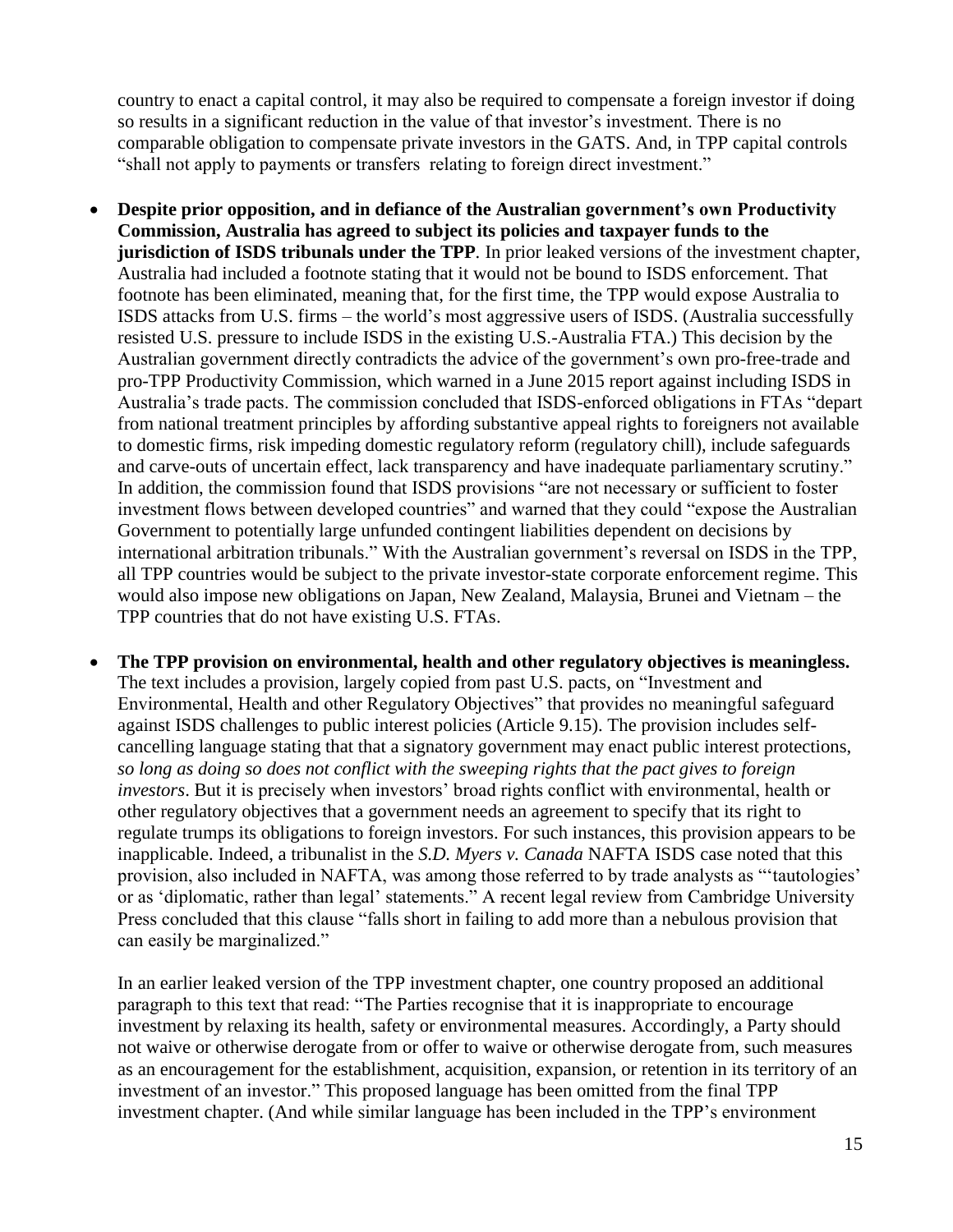country to enact a capital control, it may also be required to compensate a foreign investor if doing so results in a significant reduction in the value of that investor's investment. There is no comparable obligation to compensate private investors in the GATS. And, in TPP capital controls "shall not apply to payments or transfers relating to foreign direct investment."

- **Despite prior opposition, and in defiance of the Australian government's own Productivity Commission, Australia has agreed to subject its policies and taxpayer funds to the jurisdiction of ISDS tribunals under the TPP**. In prior leaked versions of the investment chapter, Australia had included a footnote stating that it would not be bound to ISDS enforcement. That footnote has been eliminated, meaning that, for the first time, the TPP would expose Australia to ISDS attacks from U.S. firms – the world's most aggressive users of ISDS. (Australia successfully resisted U.S. pressure to include ISDS in the existing U.S.-Australia FTA.) This decision by the Australian government directly contradicts the advice of the government's own pro-free-trade and pro-TPP Productivity Commission, which warned in a June 2015 report against including ISDS in Australia's trade pacts. The commission concluded that ISDS-enforced obligations in FTAs "depart from national treatment principles by affording substantive appeal rights to foreigners not available to domestic firms, risk impeding domestic regulatory reform (regulatory chill), include safeguards and carve-outs of uncertain effect, lack transparency and have inadequate parliamentary scrutiny." In addition, the commission found that ISDS provisions "are not necessary or sufficient to foster investment flows between developed countries" and warned that they could "expose the Australian Government to potentially large unfunded contingent liabilities dependent on decisions by international arbitration tribunals." With the Australian government's reversal on ISDS in the TPP, all TPP countries would be subject to the private investor-state corporate enforcement regime. This would also impose new obligations on Japan, New Zealand, Malaysia, Brunei and Vietnam – the TPP countries that do not have existing U.S. FTAs.

- **The TPP provision on environmental, health and other regulatory objectives is meaningless.** The text includes a provision, largely copied from past U.S. pacts, on "Investment and Environmental, Health and other Regulatory Objectives" that provides no meaningful safeguard against ISDS challenges to public interest policies (Article 9.15). The provision includes self-cancelling language stating that that a signatory government may enact public interest protections, *so long as doing so does not conflict with the sweeping rights that the pact gives to foreign investors*. But it is precisely when investors' broad rights conflict with environmental, health or other regulatory objectives that a government needs an agreement to specify that its right to regulate trumps its obligations to foreign investors. For such instances, this provision appears to be inapplicable. Indeed, a tribunalist in the *S.D. Myers v. Canada* NAFTA ISDS case noted that this provision, also included in NAFTA, was among those referred to by trade analysts as "'tautologies' or as 'diplomatic, rather than legal' statements." A recent legal review from Cambridge University Press concluded that this clause "falls short in failing to add more than a nebulous provision that can easily be marginalized."

  In an earlier leaked version of the TPP investment chapter, one country proposed an additional paragraph to this text that read: "The Parties recognise that it is inappropriate to encourage investment by relaxing its health, safety or environmental measures. Accordingly, a Party should not waive or otherwise derogate from or offer to waive or otherwise derogate from, such measures as an encouragement for the establishment, acquisition, expansion, or retention in its territory of an investment of an investor." This proposed language has been omitted from the final TPP investment chapter. (And while similar language has been included in the TPP's environment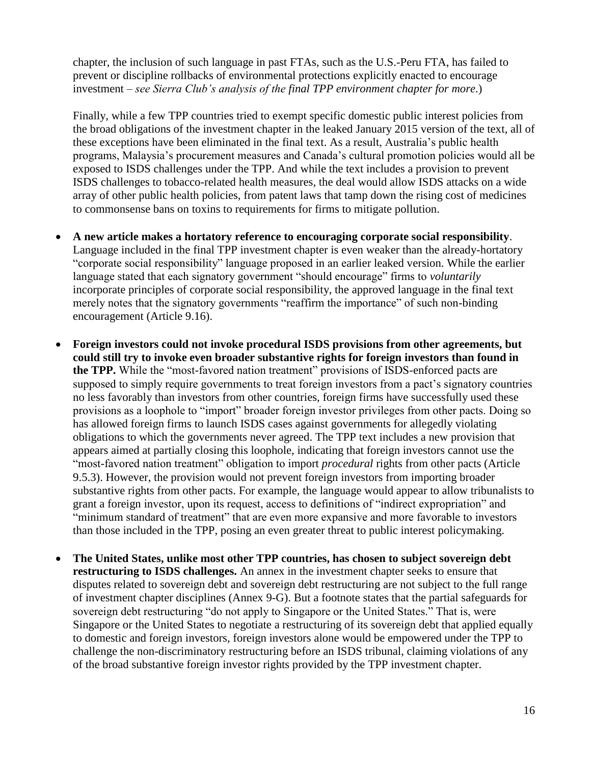chapter, the inclusion of such language in past FTAs, such as the U.S.-Peru FTA, has failed to prevent or discipline rollbacks of environmental protections explicitly enacted to encourage investment – *see Sierra Club's analysis of the final TPP environment chapter for more*.)

Finally, while a few TPP countries tried to exempt specific domestic public interest policies from the broad obligations of the investment chapter in the leaked January 2015 version of the text, all of these exceptions have been eliminated in the final text. As a result, Australia's public health programs, Malaysia's procurement measures and Canada's cultural promotion policies would all be exposed to ISDS challenges under the TPP. And while the text includes a provision to prevent ISDS challenges to tobacco-related health measures, the deal would allow ISDS attacks on a wide array of other public health policies, from patent laws that tamp down the rising cost of medicines to commonsense bans on toxins to requirements for firms to mitigate pollution.

- **A new article makes a hortatory reference to encouraging corporate social responsibility**. Language included in the final TPP investment chapter is even weaker than the already-hortatory "corporate social responsibility" language proposed in an earlier leaked version. While the earlier language stated that each signatory government "should encourage" firms to *voluntarily* incorporate principles of corporate social responsibility, the approved language in the final text merely notes that the signatory governments "reaffirm the importance" of such non-binding encouragement (Article 9.16).

- **Foreign investors could not invoke procedural ISDS provisions from other agreements, but could still try to invoke even broader substantive rights for foreign investors than found in the TPP.** While the "most-favored nation treatment" provisions of ISDS-enforced pacts are supposed to simply require governments to treat foreign investors from a pact's signatory countries no less favorably than investors from other countries, foreign firms have successfully used these provisions as a loophole to "import" broader foreign investor privileges from other pacts. Doing so has allowed foreign firms to launch ISDS cases against governments for allegedly violating obligations to which the governments never agreed. The TPP text includes a new provision that appears aimed at partially closing this loophole, indicating that foreign investors cannot use the "most-favored nation treatment" obligation to import *procedural* rights from other pacts (Article 9.5.3). However, the provision would not prevent foreign investors from importing broader substantive rights from other pacts. For example, the language would appear to allow tribunalists to grant a foreign investor, upon its request, access to definitions of "indirect expropriation" and "minimum standard of treatment" that are even more expansive and more favorable to investors than those included in the TPP, posing an even greater threat to public interest policymaking.

- **The United States, unlike most other TPP countries, has chosen to subject sovereign debt restructuring to ISDS challenges.** An annex in the investment chapter seeks to ensure that disputes related to sovereign debt and sovereign debt restructuring are not subject to the full range of investment chapter disciplines (Annex 9-G). But a footnote states that the partial safeguards for sovereign debt restructuring "do not apply to Singapore or the United States." That is, were Singapore or the United States to negotiate a restructuring of its sovereign debt that applied equally to domestic and foreign investors, foreign investors alone would be empowered under the TPP to challenge the non-discriminatory restructuring before an ISDS tribunal, claiming violations of any of the broad substantive foreign investor rights provided by the TPP investment chapter.